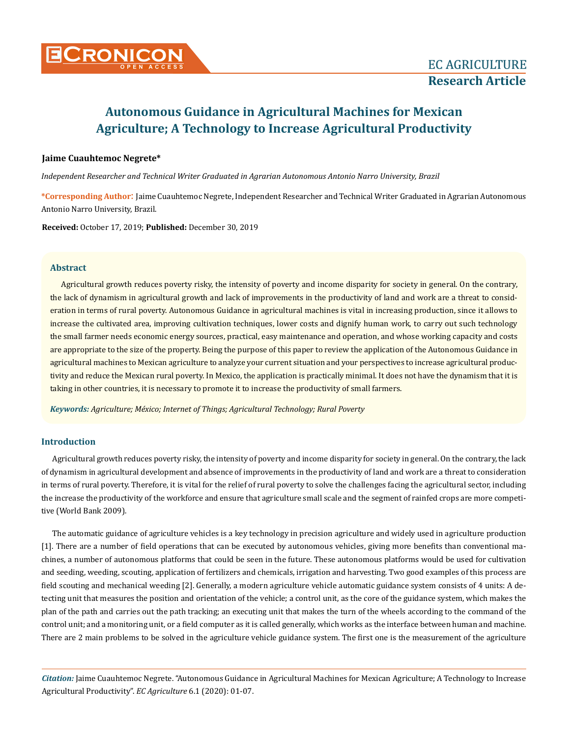# Autonomous Guidance in Agricultural Machines for Mexican Agriculture; A Technology to Increase Agricultural Productivity

**Jaime Cuauhtemoc Negrete***

*Independent Researcher and Technical Writer Graduated in Agrarian Autonomous Antonio Narro University, Brazil*

**\*Corresponding Author:** Jaime Cuauhtemoc Negrete, Independent Researcher and Technical Writer Graduated in Agrarian Autonomous Antonio Narro University, Brazil.

**Received:** October 17, 2019; **Published:** December 30, 2019

## Abstract

Agricultural growth reduces poverty risky, the intensity of poverty and income disparity for society in general. On the contrary, the lack of dynamism in agricultural growth and lack of improvements in the productivity of land and work are a threat to consideration in terms of rural poverty. Autonomous Guidance in agricultural machines is vital in increasing production, since it allows to increase the cultivated area, improving cultivation techniques, lower costs and dignify human work, to carry out such technology the small farmer needs economic energy sources, practical, easy maintenance and operation, and whose working capacity and costs are appropriate to the size of the property. Being the purpose of this paper to review the application of the Autonomous Guidance in agricultural machines to Mexican agriculture to analyze your current situation and your perspectives to increase agricultural productivity and reduce the Mexican rural poverty. In Mexico, the application is practically minimal. It does not have the dynamism that it is taking in other countries, it is necessary to promote it to increase the productivity of small farmers.

***Keywords:*** *Agriculture; México; Internet of Things; Agricultural Technology; Rural Poverty*

## Introduction

Agricultural growth reduces poverty risky, the intensity of poverty and income disparity for society in general. On the contrary, the lack of dynamism in agricultural development and absence of improvements in the productivity of land and work are a threat to consideration in terms of rural poverty. Therefore, it is vital for the relief of rural poverty to solve the challenges facing the agricultural sector, including the increase the productivity of the workforce and ensure that agriculture small scale and the segment of rainfed crops are more competitive (World Bank 2009).

The automatic guidance of agriculture vehicles is a key technology in precision agriculture and widely used in agriculture production [1]. There are a number of field operations that can be executed by autonomous vehicles, giving more benefits than conventional machines, a number of autonomous platforms that could be seen in the future. These autonomous platforms would be used for cultivation and seeding, weeding, scouting, application of fertilizers and chemicals, irrigation and harvesting. Two good examples of this process are field scouting and mechanical weeding [2]. Generally, a modern agriculture vehicle automatic guidance system consists of 4 units: A detecting unit that measures the position and orientation of the vehicle; a control unit, as the core of the guidance system, which makes the plan of the path and carries out the path tracking; an executing unit that makes the turn of the wheels according to the command of the control unit; and a monitoring unit, or a field computer as it is called generally, which works as the interface between human and machine. There are 2 main problems to be solved in the agriculture vehicle guidance system. The first one is the measurement of the agriculture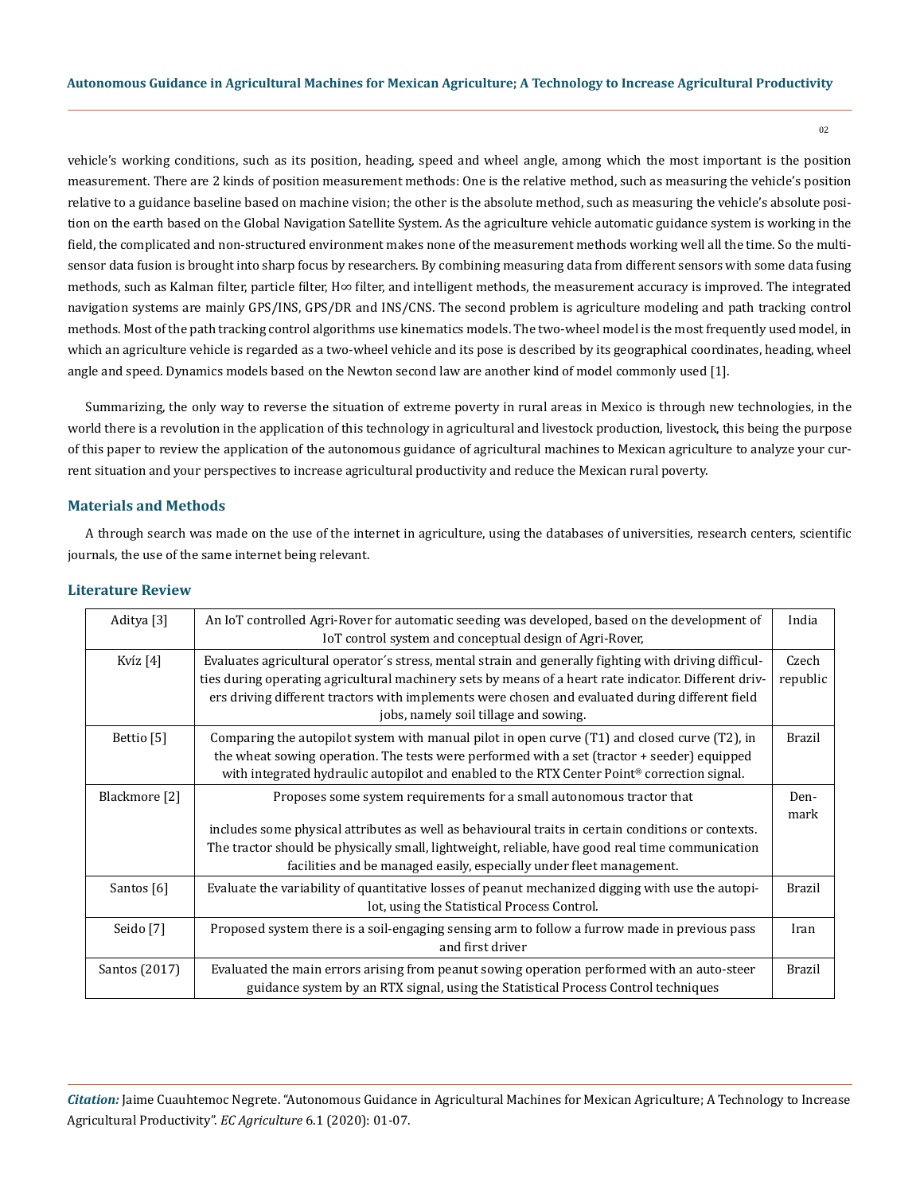vehicle's working conditions, such as its position, heading, speed and wheel angle, among which the most important is the position measurement. There are 2 kinds of position measurement methods: One is the relative method, such as measuring the vehicle's position relative to a guidance baseline based on machine vision; the other is the absolute method, such as measuring the vehicle's absolute position on the earth based on the Global Navigation Satellite System. As the agriculture vehicle automatic guidance system is working in the field, the complicated and non-structured environment makes none of the measurement methods working well all the time. So the multi-sensor data fusion is brought into sharp focus by researchers. By combining measuring data from different sensors with some data fusing methods, such as Kalman filter, particle filter, H∞ filter, and intelligent methods, the measurement accuracy is improved. The integrated navigation systems are mainly GPS/INS, GPS/DR and INS/CNS. The second problem is agriculture modeling and path tracking control methods. Most of the path tracking control algorithms use kinematics models. The two-wheel model is the most frequently used model, in which an agriculture vehicle is regarded as a two-wheel vehicle and its pose is described by its geographical coordinates, heading, wheel angle and speed. Dynamics models based on the Newton second law are another kind of model commonly used [1].

Summarizing, the only way to reverse the situation of extreme poverty in rural areas in Mexico is through new technologies, in the world there is a revolution in the application of this technology in agricultural and livestock production, livestock, this being the purpose of this paper to review the application of the autonomous guidance of agricultural machines to Mexican agriculture to analyze your current situation and your perspectives to increase agricultural productivity and reduce the Mexican rural poverty.

## Materials and Methods

A through search was made on the use of the internet in agriculture, using the databases of universities, research centers, scientific journals, the use of the same internet being relevant.

## Literature Review

| | | |
|---|---|---|
| Aditya [3] | An IoT controlled Agri-Rover for automatic seeding was developed, based on the development of IoT control system and conceptual design of Agri-Rover, | India |
| Kvíz [4] | Evaluates agricultural operator´s stress, mental strain and generally fighting with driving difficulties during operating agricultural machinery sets by means of a heart rate indicator. Different drivers driving different tractors with implements were chosen and evaluated during different field jobs, namely soil tillage and sowing. | Czech republic |
| Bettio [5] | Comparing the autopilot system with manual pilot in open curve (T1) and closed curve (T2), in the wheat sowing operation. The tests were performed with a set (tractor + seeder) equipped with integrated hydraulic autopilot and enabled to the RTX Center Point® correction signal. | Brazil |
| Blackmore [2] | Proposes some system requirements for a small autonomous tractor that includes some physical attributes as well as behavioural traits in certain conditions or contexts. The tractor should be physically small, lightweight, reliable, have good real time communication facilities and be managed easily, especially under fleet management. | Denmark |
| Santos [6] | Evaluate the variability of quantitative losses of peanut mechanized digging with use the autopilot, using the Statistical Process Control. | Brazil |
| Seido [7] | Proposed system there is a soil-engaging sensing arm to follow a furrow made in previous pass and first driver | Iran |
| Santos (2017) | Evaluated the main errors arising from peanut sowing operation performed with an auto-steer guidance system by an RTX signal, using the Statistical Process Control techniques | Brazil |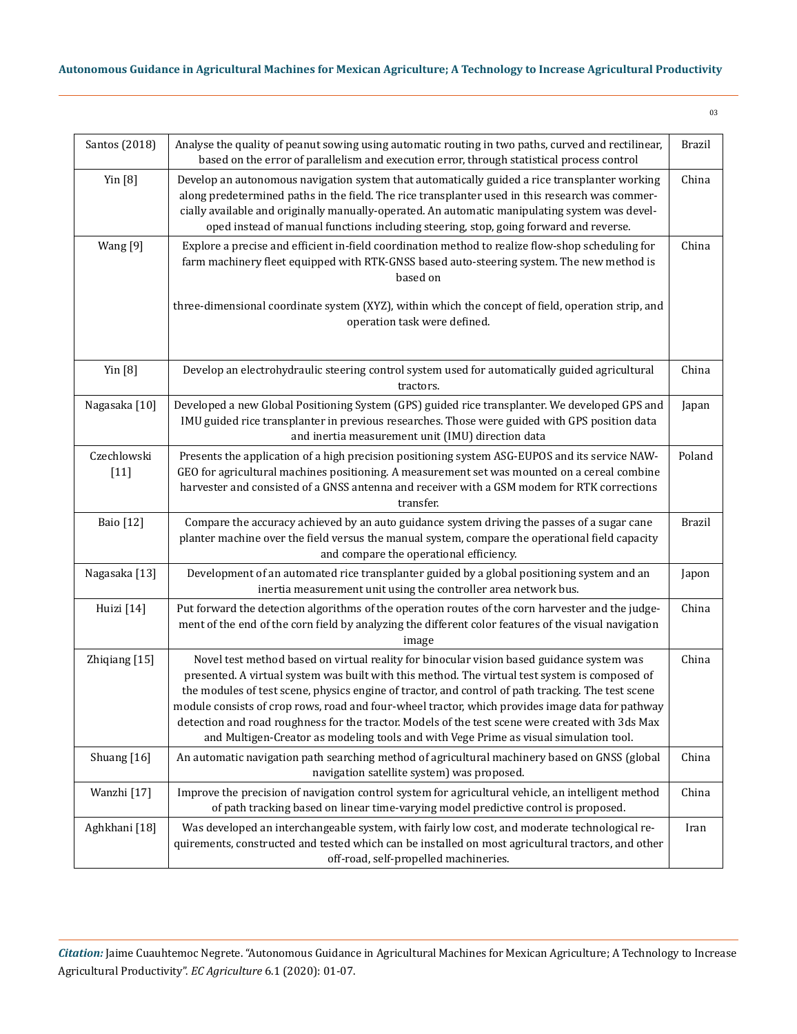| | | |
|---|---|---|
| Santos (2018) | Analyse the quality of peanut sowing using automatic routing in two paths, curved and rectilinear, based on the error of parallelism and execution error, through statistical process control | Brazil |
| Yin [8] | Develop an autonomous navigation system that automatically guided a rice transplanter working along predetermined paths in the field. The rice transplanter used in this research was commercially available and originally manually-operated. An automatic manipulating system was developed instead of manual functions including steering, stop, going forward and reverse. | China |
| Wang [9] | Explore a precise and efficient in-field coordination method to realize flow-shop scheduling for farm machinery fleet equipped with RTK-GNSS based auto-steering system. The new method is based on three-dimensional coordinate system (XYZ), within which the concept of field, operation strip, and operation task were defined. | China |
| Yin [8] | Develop an electrohydraulic steering control system used for automatically guided agricultural tractors. | China |
| Nagasaka [10] | Developed a new Global Positioning System (GPS) guided rice transplanter. We developed GPS and IMU guided rice transplanter in previous researches. Those were guided with GPS position data and inertia measurement unit (IMU) direction data | Japan |
| Czechlowski [11] | Presents the application of a high precision positioning system ASG-EUPOS and its service NAWGEO for agricultural machines positioning. A measurement set was mounted on a cereal combine harvester and consisted of a GNSS antenna and receiver with a GSM modem for RTK corrections transfer. | Poland |
| Baio [12] | Compare the accuracy achieved by an auto guidance system driving the passes of a sugar cane planter machine over the field versus the manual system, compare the operational field capacity and compare the operational efficiency. | Brazil |
| Nagasaka [13] | Development of an automated rice transplanter guided by a global positioning system and an inertia measurement unit using the controller area network bus. | Japon |
| Huizi [14] | Put forward the detection algorithms of the operation routes of the corn harvester and the judgement of the end of the corn field by analyzing the different color features of the visual navigation image | China |
| Zhiqiang [15] | Novel test method based on virtual reality for binocular vision based guidance system was presented. A virtual system was built with this method. The virtual test system is composed of the modules of test scene, physics engine of tractor, and control of path tracking. The test scene module consists of crop rows, road and four-wheel tractor, which provides image data for pathway detection and road roughness for the tractor. Models of the test scene were created with 3ds Max and Multigen-Creator as modeling tools and with Vege Prime as visual simulation tool. | China |
| Shuang [16] | An automatic navigation path searching method of agricultural machinery based on GNSS (global navigation satellite system) was proposed. | China |
| Wanzhi [17] | Improve the precision of navigation control system for agricultural vehicle, an intelligent method of path tracking based on linear time-varying model predictive control is proposed. | China |
| Aghkhani [18] | Was developed an interchangeable system, with fairly low cost, and moderate technological requirements, constructed and tested which can be installed on most agricultural tractors, and other off-road, self-propelled machineries. | Iran |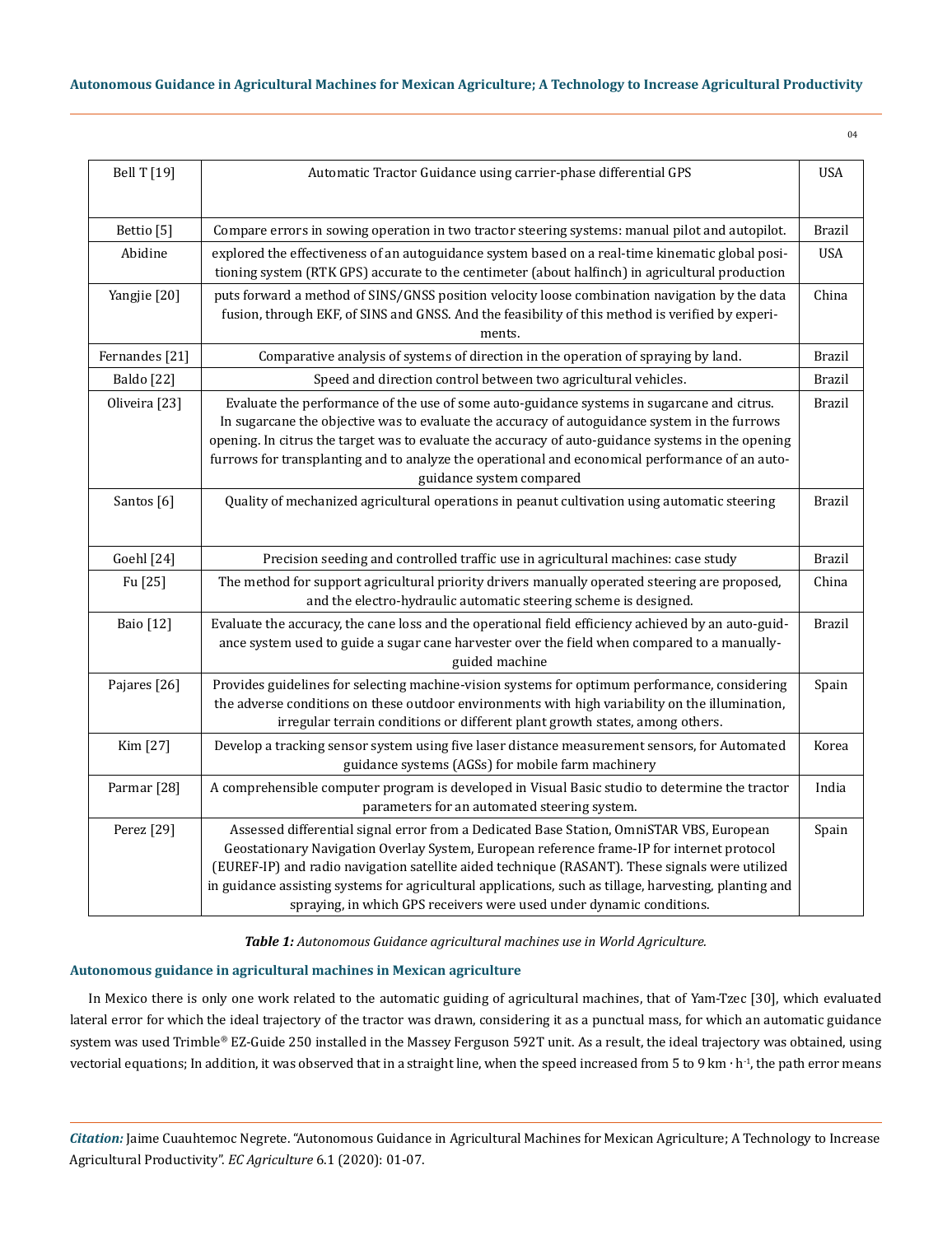| | | |
|---|---|---|
| Bell T [19] | Automatic Tractor Guidance using carrier-phase differential GPS | USA |
| Bettio [5] | Compare errors in sowing operation in two tractor steering systems: manual pilot and autopilot. | Brazil |
| Abidine | explored the effectiveness of an autoguidance system based on a real-time kinematic global positioning system (RTK GPS) accurate to the centimeter (about halfinch) in agricultural production | USA |
| Yangjie [20] | puts forward a method of SINS/GNSS position velocity loose combination navigation by the data fusion, through EKF, of SINS and GNSS. And the feasibility of this method is verified by experiments. | China |
| Fernandes [21] | Comparative analysis of systems of direction in the operation of spraying by land. | Brazil |
| Baldo [22] | Speed and direction control between two agricultural vehicles. | Brazil |
| Oliveira [23] | Evaluate the performance of the use of some auto-guidance systems in sugarcane and citrus. In sugarcane the objective was to evaluate the accuracy of autoguidance system in the furrows opening. In citrus the target was to evaluate the accuracy of auto-guidance systems in the opening furrows for transplanting and to analyze the operational and economical performance of an auto-guidance system compared | Brazil |
| Santos [6] | Quality of mechanized agricultural operations in peanut cultivation using automatic steering | Brazil |
| Goehl [24] | Precision seeding and controlled traffic use in agricultural machines: case study | Brazil |
| Fu [25] | The method for support agricultural priority drivers manually operated steering are proposed, and the electro-hydraulic automatic steering scheme is designed. | China |
| Baio [12] | Evaluate the accuracy, the cane loss and the operational field efficiency achieved by an auto-guidance system used to guide a sugar cane harvester over the field when compared to a manually-guided machine | Brazil |
| Pajares [26] | Provides guidelines for selecting machine-vision systems for optimum performance, considering the adverse conditions on these outdoor environments with high variability on the illumination, irregular terrain conditions or different plant growth states, among others. | Spain |
| Kim [27] | Develop a tracking sensor system using five laser distance measurement sensors, for Automated guidance systems (AGSs) for mobile farm machinery | Korea |
| Parmar [28] | A comprehensible computer program is developed in Visual Basic studio to determine the tractor parameters for an automated steering system. | India |
| Perez [29] | Assessed differential signal error from a Dedicated Base Station, OmniSTAR VBS, European Geostationary Navigation Overlay System, European reference frame-IP for internet protocol (EUREF-IP) and radio navigation satellite aided technique (RASANT). These signals were utilized in guidance assisting systems for agricultural applications, such as tillage, harvesting, planting and spraying, in which GPS receivers were used under dynamic conditions. | Spain |

***Table 1:*** *Autonomous Guidance agricultural machines use in World Agriculture.*

### Autonomous guidance in agricultural machines in Mexican agriculture

In Mexico there is only one work related to the automatic guiding of agricultural machines, that of Yam-Tzec [30], which evaluated lateral error for which the ideal trajectory of the tractor was drawn, considering it as a punctual mass, for which an automatic guidance system was used Trimble® EZ-Guide 250 installed in the Massey Ferguson 592T unit. As a result, the ideal trajectory was obtained, using vectorial equations; In addition, it was observed that in a straight line, when the speed increased from 5 to 9 km $\cdot$ h$^{-1}$, the path error means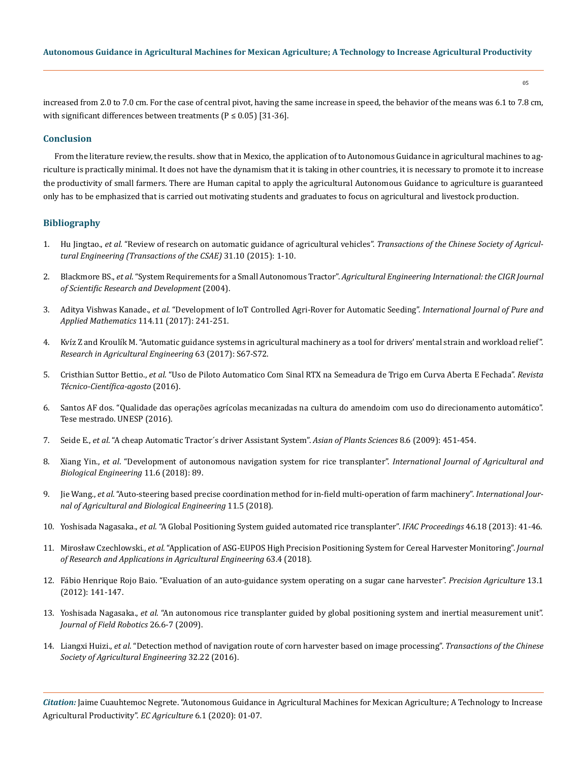increased from 2.0 to 7.0 cm. For the case of central pivot, having the same increase in speed, the behavior of the means was 6.1 to 7.8 cm, with significant differences between treatments (P ≤ 0.05) [31-36].

## Conclusion

From the literature review, the results. show that in Mexico, the application of to Autonomous Guidance in agricultural machines to agriculture is practically minimal. It does not have the dynamism that it is taking in other countries, it is necessary to promote it to increase the productivity of small farmers. There are Human capital to apply the agricultural Autonomous Guidance to agriculture is guaranteed only has to be emphasized that is carried out motivating students and graduates to focus on agricultural and livestock production.

## Bibliography

1. Hu Jingtao., *et al*. "Review of research on automatic guidance of agricultural vehicles". *Transactions of the Chinese Society of Agricultural Engineering (Transactions of the CSAE)* 31.10 (2015): 1-10.
2. Blackmore BS., *et al*. "System Requirements for a Small Autonomous Tractor". *Agricultural Engineering International: the CIGR Journal of Scientific Research and Development* (2004).
3. Aditya Vishwas Kanade., *et al*. "Development of IoT Controlled Agri-Rover for Automatic Seeding". *International Journal of Pure and Applied Mathematics* 114.11 (2017): 241-251.
4. Kvíz Z and Kroulík M. "Automatic guidance systems in agricultural machinery as a tool for drivers' mental strain and workload relief". *Research in Agricultural Engineering* 63 (2017): S67-S72.
5. Cristhian Suttor Bettio., *et al*. "Uso de Piloto Automatico Com Sinal RTX na Semeadura de Trigo em Curva Aberta E Fechada". *Revista Técnico-Científica-agosto* (2016).
6. Santos AF dos. "Qualidade das operações agrícolas mecanizadas na cultura do amendoim com uso do direcionamento automático". Tese mestrado. UNESP (2016).
7. Seide E., *et al*. "A cheap Automatic Tractor´s driver Assistant System". *Asian of Plants Sciences* 8.6 (2009): 451-454.
8. Xiang Yin., *et al*. "Development of autonomous navigation system for rice transplanter". *International Journal of Agricultural and Biological Engineering* 11.6 (2018): 89.
9. Jie Wang., *et al*. "Auto-steering based precise coordination method for in-field multi-operation of farm machinery". *International Journal of Agricultural and Biological Engineering* 11.5 (2018).
10. Yoshisada Nagasaka., *et al*. "A Global Positioning System guided automated rice transplanter". *IFAC Proceedings* 46.18 (2013): 41-46.
11. Mirosław Czechlowski., *et al*. "Application of ASG-EUPOS High Precision Positioning System for Cereal Harvester Monitoring". *Journal of Research and Applications in Agricultural Engineering* 63.4 (2018).
12. Fábio Henrique Rojo Baio. "Evaluation of an auto-guidance system operating on a sugar cane harvester". *Precision Agriculture* 13.1 (2012): 141-147.
13. Yoshisada Nagasaka., *et al*. "An autonomous rice transplanter guided by global positioning system and inertial measurement unit". *Journal of Field Robotics* 26.6-7 (2009).
14. Liangxi Huizi., *et al*. "Detection method of navigation route of corn harvester based on image processing". *Transactions of the Chinese Society of Agricultural Engineering* 32.22 (2016).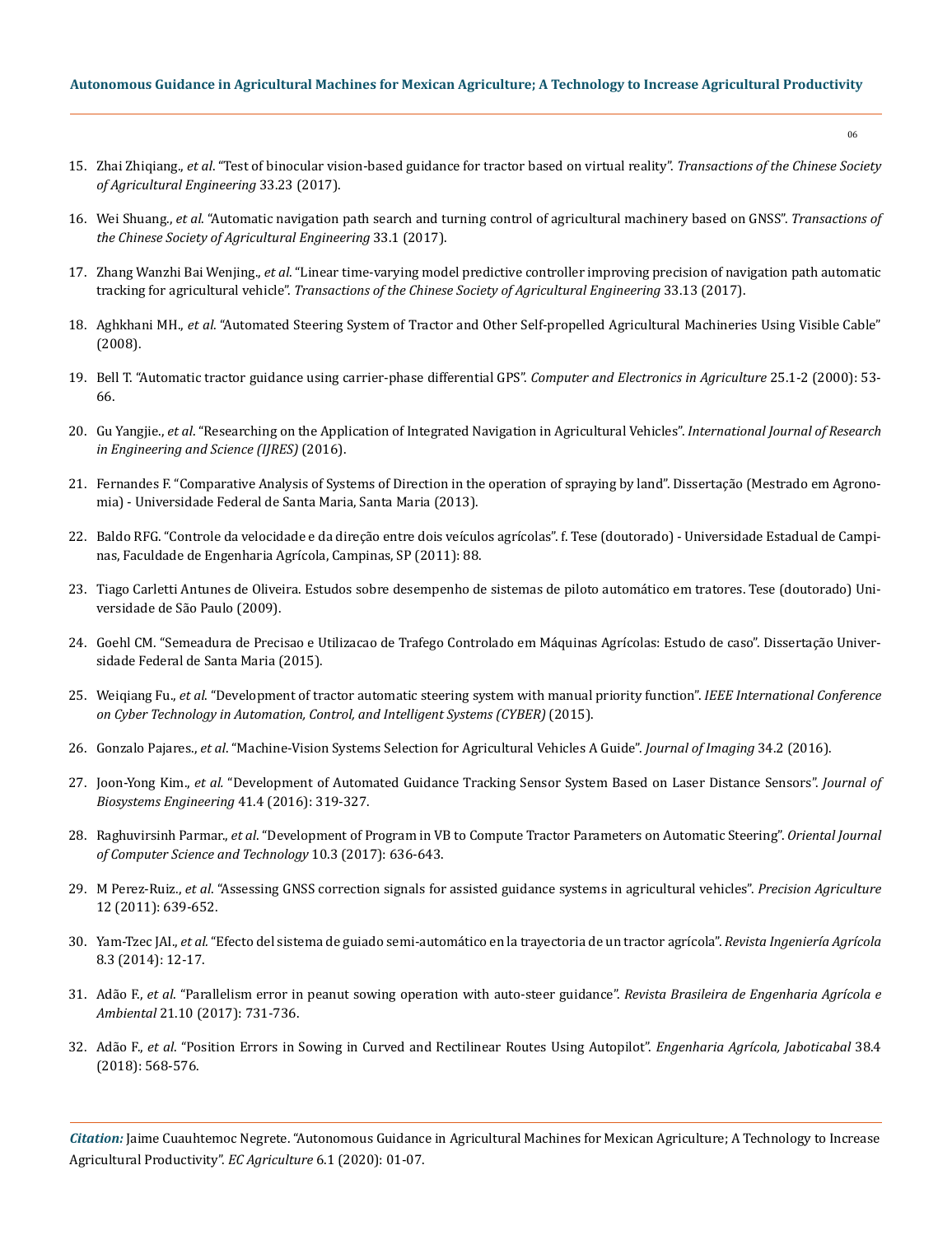15. Zhai Zhiqiang., *et al*. "Test of binocular vision-based guidance for tractor based on virtual reality". *Transactions of the Chinese Society of Agricultural Engineering* 33.23 (2017).

16. Wei Shuang., *et al*. "Automatic navigation path search and turning control of agricultural machinery based on GNSS". *Transactions of the Chinese Society of Agricultural Engineering* 33.1 (2017).

17. Zhang Wanzhi Bai Wenjing., *et al*. "Linear time-varying model predictive controller improving precision of navigation path automatic tracking for agricultural vehicle". *Transactions of the Chinese Society of Agricultural Engineering* 33.13 (2017).

18. Aghkhani MH., *et al*. "Automated Steering System of Tractor and Other Self-propelled Agricultural Machineries Using Visible Cable" (2008).

19. Bell T. "Automatic tractor guidance using carrier-phase differential GPS". *Computer and Electronics in Agriculture* 25.1-2 (2000): 53-66.

20. Gu Yangjie., *et al*. "Researching on the Application of Integrated Navigation in Agricultural Vehicles". *International Journal of Research in Engineering and Science (IJRES)* (2016).

21. Fernandes F. "Comparative Analysis of Systems of Direction in the operation of spraying by land". Dissertação (Mestrado em Agronomia) - Universidade Federal de Santa Maria, Santa Maria (2013).

22. Baldo RFG. "Controle da velocidade e da direção entre dois veículos agrícolas". f. Tese (doutorado) - Universidade Estadual de Campinas, Faculdade de Engenharia Agrícola, Campinas, SP (2011): 88.

23. Tiago Carletti Antunes de Oliveira. Estudos sobre desempenho de sistemas de piloto automático em tratores. Tese (doutorado) Universidade de São Paulo (2009).

24. Goehl CM. "Semeadura de Precisao e Utilizacao de Trafego Controlado em Máquinas Agrícolas: Estudo de caso". Dissertação Universidade Federal de Santa Maria (2015).

25. Weiqiang Fu., *et al*. "Development of tractor automatic steering system with manual priority function". *IEEE International Conference on Cyber Technology in Automation, Control, and Intelligent Systems (CYBER)* (2015).

26. Gonzalo Pajares., *et al*. "Machine-Vision Systems Selection for Agricultural Vehicles A Guide". *Journal of Imaging* 34.2 (2016).

27. Joon-Yong Kim., *et al.* "Development of Automated Guidance Tracking Sensor System Based on Laser Distance Sensors". *Journal of Biosystems Engineering* 41.4 (2016): 319-327.

28. Raghuvirsinh Parmar., *et al*. "Development of Program in VB to Compute Tractor Parameters on Automatic Steering". *Oriental Journal of Computer Science and Technology* 10.3 (2017): 636-643.

29. M Perez-Ruiz., *et al*. "Assessing GNSS correction signals for assisted guidance systems in agricultural vehicles". *Precision Agriculture* 12 (2011): 639-652.

30. Yam-Tzec JAI., *et al*. "Efecto del sistema de guiado semi-automático en la trayectoria de un tractor agrícola". *Revista Ingeniería Agrícola* 8.3 (2014): 12-17.

31. Adão F., *et al*. "Parallelism error in peanut sowing operation with auto-steer guidance". *Revista Brasileira de Engenharia Agrícola e Ambiental* 21.10 (2017): 731-736.

32. Adão F., *et al*. "Position Errors in Sowing in Curved and Rectilinear Routes Using Autopilot". *Engenharia Agrícola, Jaboticabal* 38.4 (2018): 568-576.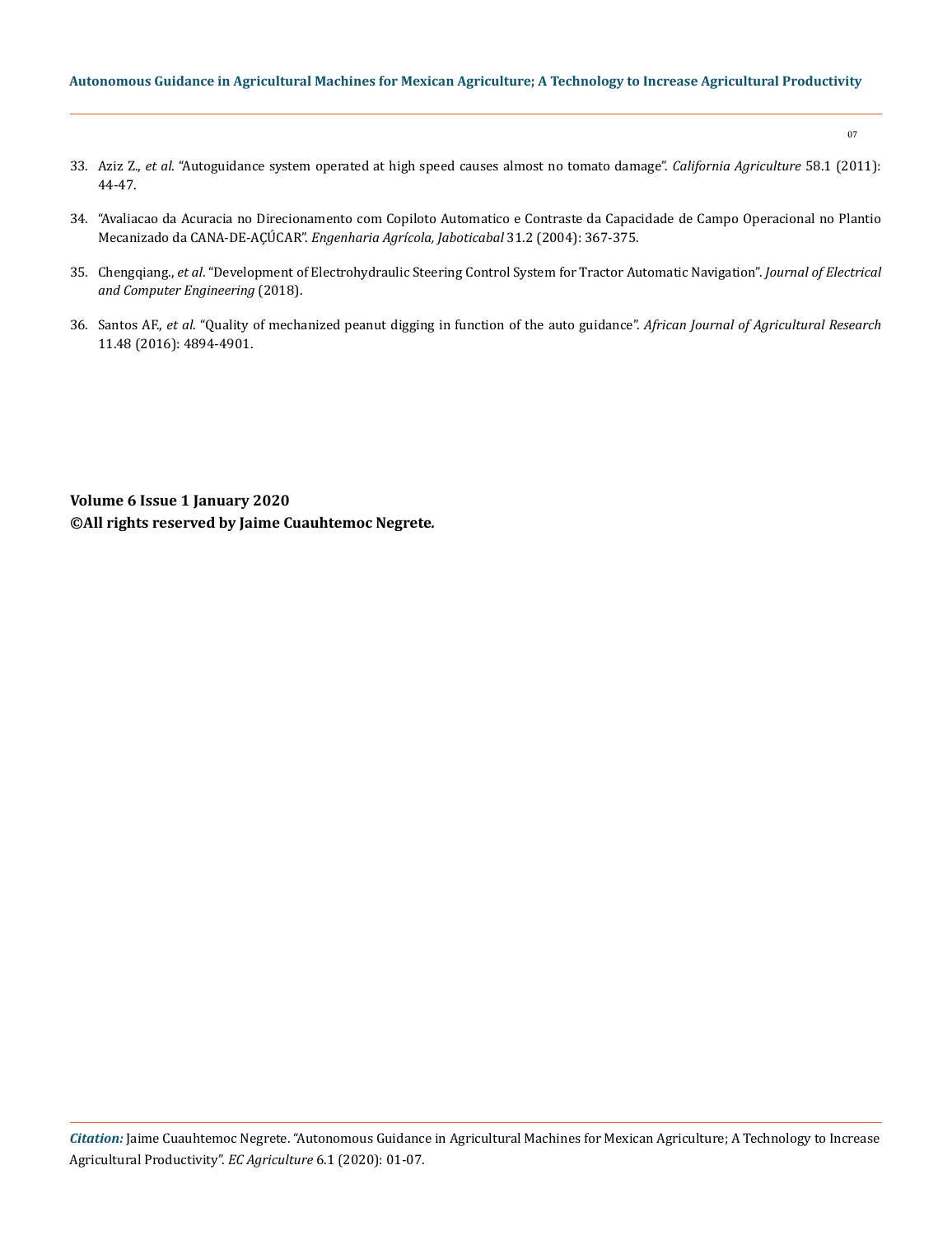33. Aziz Z., *et al*. "Autoguidance system operated at high speed causes almost no tomato damage". *California Agriculture* 58.1 (2011): 44-47.

34. "Avaliacao da Acuracia no Direcionamento com Copiloto Automatico e Contraste da Capacidade de Campo Operacional no Plantio Mecanizado da CANA-DE-AÇÚCAR". *Engenharia Agrícola, Jaboticabal* 31.2 (2004): 367-375.

35. Chengqiang., *et al*. "Development of Electrohydraulic Steering Control System for Tractor Automatic Navigation". *Journal of Electrical and Computer Engineering* (2018).

36. Santos AF., *et al*. "Quality of mechanized peanut digging in function of the auto guidance". *African Journal of Agricultural Research* 11.48 (2016): 4894-4901.

**Volume 6 Issue 1 January 2020**
**©All rights reserved by Jaime Cuauhtemoc Negrete.**